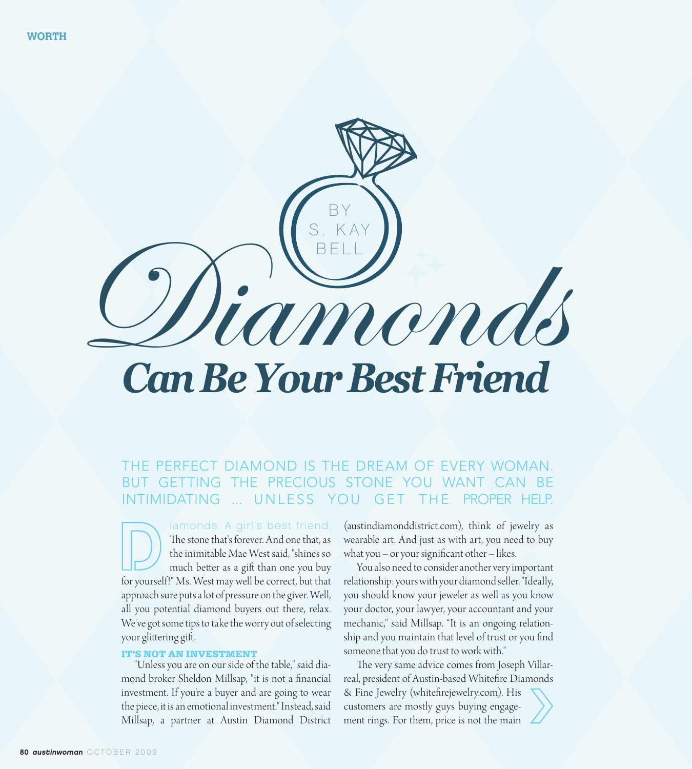# Diamonds Can Be Your Best Friend

BY S. KAY BELL

THE PERFECT DIAMOND IS THE DREAM OF EVERY WOMAN. BUT GETTING THE PRECIOUS STONE YOU WANT CAN BE INTIMIDATING ... UNLESS YOU GET THE PROPER HELP.

Diamonds. A girl's best friend. The stone that's forever. And one that, as the inimitable Mae West said, "shines so much better as a gift than one you buy for yourself!" Ms. West may well be correct, but that approach sure puts a lot of pressure on the giver. Well, all you potential diamond buyers out there, relax. We've got some tips to take the worry out of selecting your glittering gift.

### IT'S NOT AN INVESTMENT

"Unless you are on our side of the table," said diamond broker Sheldon Millsap, "it is not a financial investment. If you're a buyer and are going to wear the piece, it is an emotional investment." Instead, said Millsap, a partner at Austin Diamond District (austindiamonddistrict.com), think of jewelry as wearable art. And just as with art, you need to buy what you – or your significant other – likes.

You also need to consider another very important relationship: yours with your diamond seller. "Ideally, you should know your jeweler as well as you know your doctor, your lawyer, your accountant and your mechanic," said Millsap. "It is an ongoing relationship and you maintain that level of trust or you find someone that you do trust to work with."

The very same advice comes from Joseph Villarreal, president of Austin-based Whitefire Diamonds & Fine Jewelry (whitefirejewelry.com). His customers are mostly guys buying engagement rings. For them, price is not the main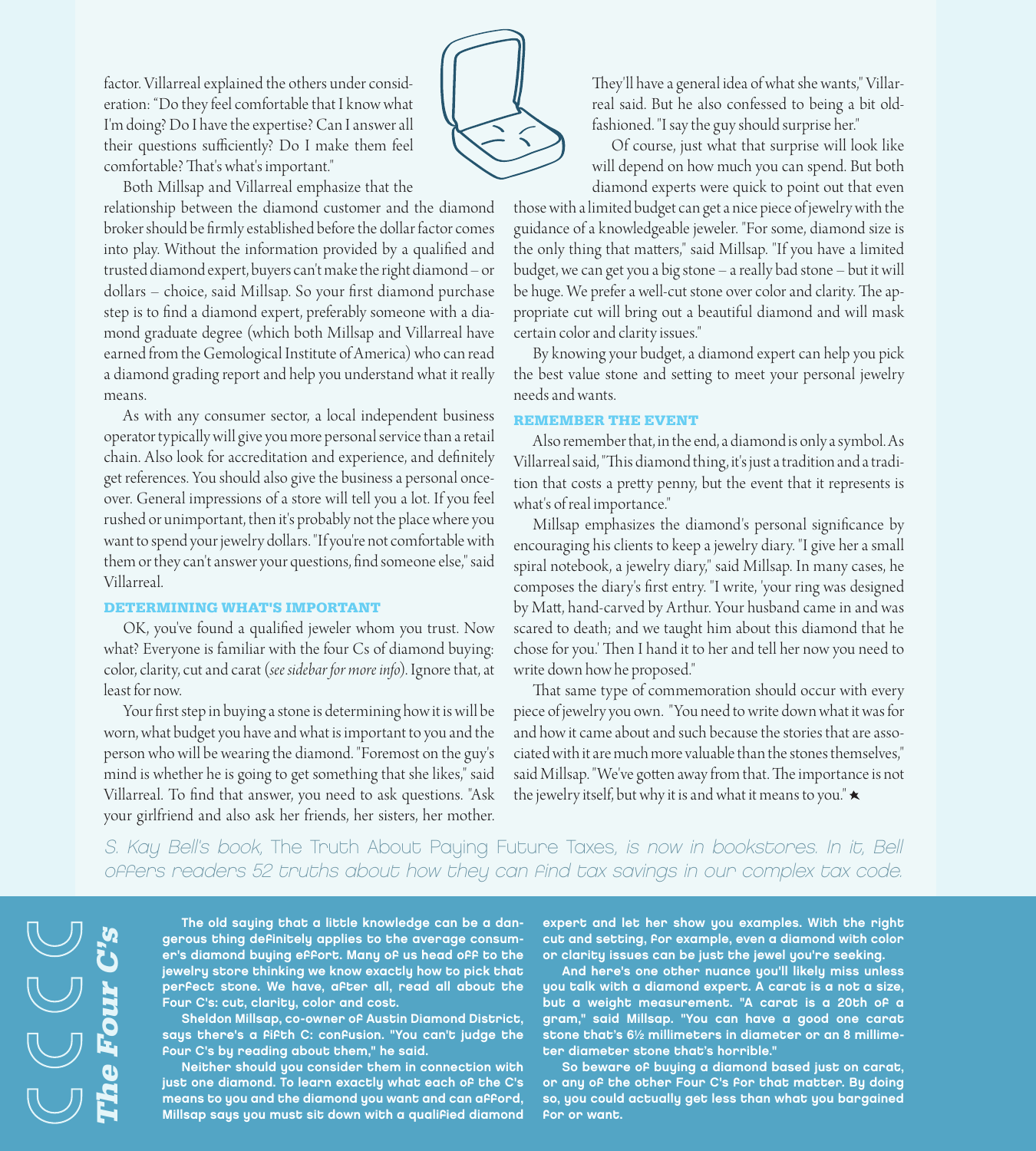factor. Villarreal explained the others under consideration: "Do they feel comfortable that I know what I'm doing? Do I have the expertise? Can I answer all their questions sufficiently? Do I make them feel comfortable? That's what's important."

Both Millsap and Villarreal emphasize that the relationship between the diamond customer and the diamond broker should be firmly established before the dollar factor comes into play. Without the information provided by a qualified and trusted diamond expert, buyers can't make the right diamond – or dollars – choice, said Millsap. So your first diamond purchase step is to find a diamond expert, preferably someone with a diamond graduate degree (which both Millsap and Villarreal have earned from the Gemological Institute of America) who can read a diamond grading report and help you understand what it really means.

As with any consumer sector, a local independent business operator typically will give you more personal service than a retail chain. Also look for accreditation and experience, and definitely get references. You should also give the business a personal once-over. General impressions of a store will tell you a lot. If you feel rushed or unimportant, then it's probably not the place where you want to spend your jewelry dollars. "If you're not comfortable with them or they can't answer your questions, find someone else," said Villarreal.

### DETERMINING WHAT'S IMPORTANT

OK, you've found a qualified jeweler whom you trust. Now what? Everyone is familiar with the four Cs of diamond buying: color, clarity, cut and carat (*see sidebar for more info*). Ignore that, at least for now.

Your first step in buying a stone is determining how it is will be worn, what budget you have and what is important to you and the person who will be wearing the diamond. "Foremost on the guy's mind is whether he is going to get something that she likes," said Villarreal. To find that answer, you need to ask questions. "Ask your girlfriend and also ask her friends, her sisters, her mother. They'll have a general idea of what she wants," Villarreal said. But he also confessed to being a bit old-fashioned. "I say the guy should surprise her."

Of course, just what that surprise will look like will depend on how much you can spend. But both diamond experts were quick to point out that even those with a limited budget can get a nice piece of jewelry with the guidance of a knowledgeable jeweler. "For some, diamond size is the only thing that matters," said Millsap. "If you have a limited budget, we can get you a big stone – a really bad stone – but it will be huge. We prefer a well-cut stone over color and clarity. The appropriate cut will bring out a beautiful diamond and will mask certain color and clarity issues."

By knowing your budget, a diamond expert can help you pick the best value stone and setting to meet your personal jewelry needs and wants.

### REMEMBER THE EVENT

Also remember that, in the end, a diamond is only a symbol. As Villarreal said, "This diamond thing, it's just a tradition and a tradition that costs a pretty penny, but the event that it represents is what's of real importance."

Millsap emphasizes the diamond's personal significance by encouraging his clients to keep a jewelry diary. "I give her a small spiral notebook, a jewelry diary," said Millsap. In many cases, he composes the diary's first entry. "I write, 'your ring was designed by Matt, hand-carved by Arthur. Your husband came in and was scared to death; and we taught him about this diamond that he chose for you.' Then I hand it to her and tell her now you need to write down how he proposed."

That same type of commemoration should occur with every piece of jewelry you own. "You need to write down what it was for and how it came about and such because the stories that are associated with it are much more valuable than the stones themselves," said Millsap. "We've gotten away from that. The importance is not the jewelry itself, but why it is and what it means to you." ★

*S. Kay Bell's book,* The Truth About Paying Future Taxes, *is now in bookstores. In it, Bell offers readers 52 truths about how they can find tax savings in our complex tax code.*

## The Four C's

**The old saying that a little knowledge can be a dangerous thing definitely applies to the average consumer's diamond buying effort. Many of us head off to the jewelry store thinking we know exactly how to pick that perfect stone. We have, after all, read all about the Four C's: cut, clarity, color and cost.**

**Sheldon Millsap, co-owner of Austin Diamond District, says there's a fifth C: confusion. "You can't judge the four C's by reading about them," he said.**

**Neither should you consider them in connection with just one diamond. To learn exactly what each of the C's means to you and the diamond you want and can afford, Millsap says you must sit down with a qualified diamond expert and let her show you examples. With the right cut and setting, for example, even a diamond with color or clarity issues can be just the jewel you're seeking.**

**And here's one other nuance you'll likely miss unless you talk with a diamond expert. A carat is a not a size, but a weight measurement. "A carat is a 20th of a gram," said Millsap. "You can have a good one carat stone that's 6½ millimeters in diameter or an 8 millimeter diameter stone that's horrible."**

**So beware of buying a diamond based just on carat, or any of the other Four C's for that matter. By doing so, you could actually get less than what you bargained for or want.**